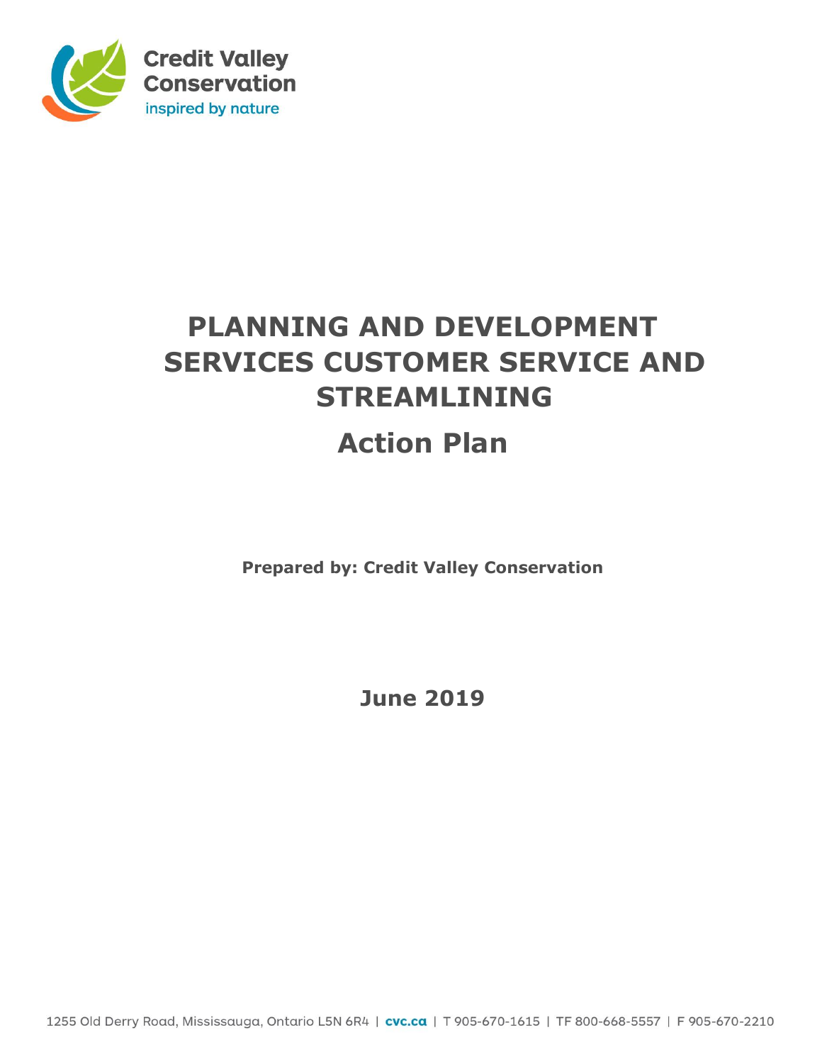Credit Valley Conservation

inspired by nature

# PLANNING AND DEVELOPMENT SERVICES CUSTOMER SERVICE AND STREAMLINING

## Action Plan

**Prepared by: Credit Valley Conservation**

**June 2019**

1255 Old Derry Road, Mississauga, Ontario L5N 6R4 | cvc.ca | T 905-670-1615 | TF 800-668-5557 | F 905-670-2210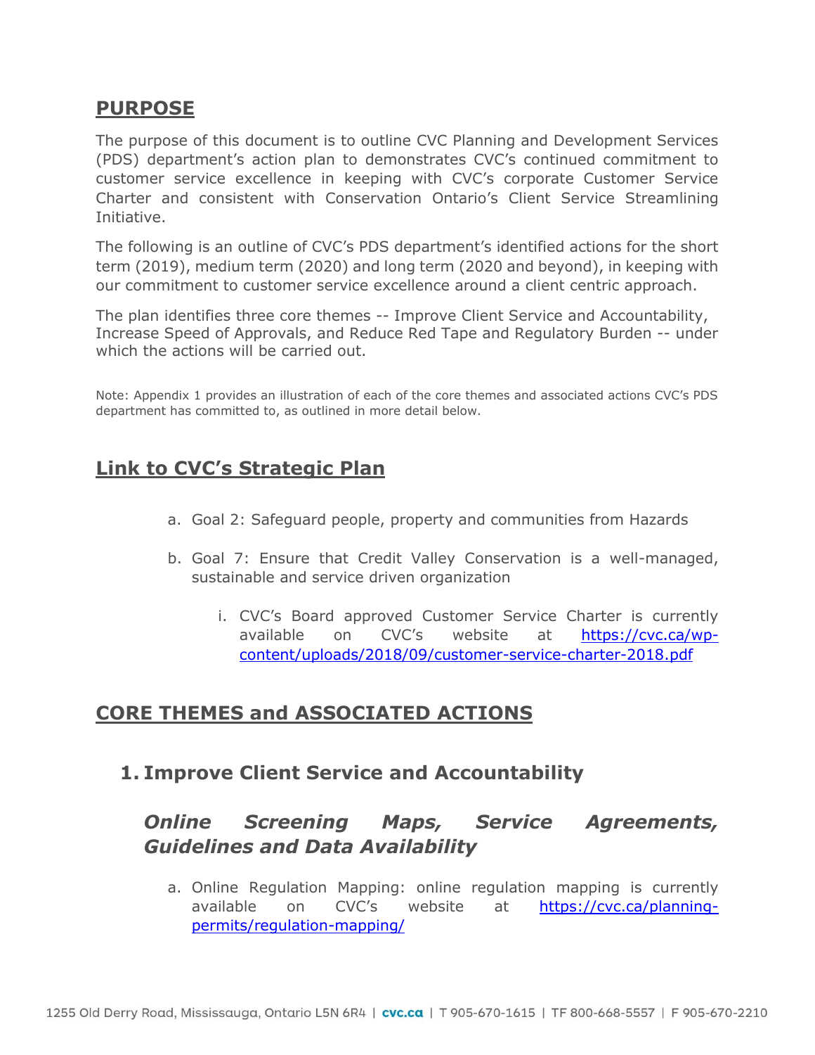## PURPOSE

The purpose of this document is to outline CVC Planning and Development Services (PDS) department's action plan to demonstrates CVC's continued commitment to customer service excellence in keeping with CVC's corporate Customer Service Charter and consistent with Conservation Ontario's Client Service Streamlining Initiative.

The following is an outline of CVC's PDS department's identified actions for the short term (2019), medium term (2020) and long term (2020 and beyond), in keeping with our commitment to customer service excellence around a client centric approach.

The plan identifies three core themes -- Improve Client Service and Accountability, Increase Speed of Approvals, and Reduce Red Tape and Regulatory Burden -- under which the actions will be carried out.

Note: Appendix 1 provides an illustration of each of the core themes and associated actions CVC's PDS department has committed to, as outlined in more detail below.

## Link to CVC's Strategic Plan

a. Goal 2: Safeguard people, property and communities from Hazards

b. Goal 7: Ensure that Credit Valley Conservation is a well-managed, sustainable and service driven organization

   i. CVC's Board approved Customer Service Charter is currently available on CVC's website at [https://cvc.ca/wp-content/uploads/2018/09/customer-service-charter-2018.pdf](https://cvc.ca/wp-content/uploads/2018/09/customer-service-charter-2018.pdf)

## CORE THEMES and ASSOCIATED ACTIONS

### 1. Improve Client Service and Accountability

#### *Online Screening Maps, Service Agreements, Guidelines and Data Availability*

a. Online Regulation Mapping: online regulation mapping is currently available on CVC's website at [https://cvc.ca/planning-permits/regulation-mapping/](https://cvc.ca/planning-permits/regulation-mapping/)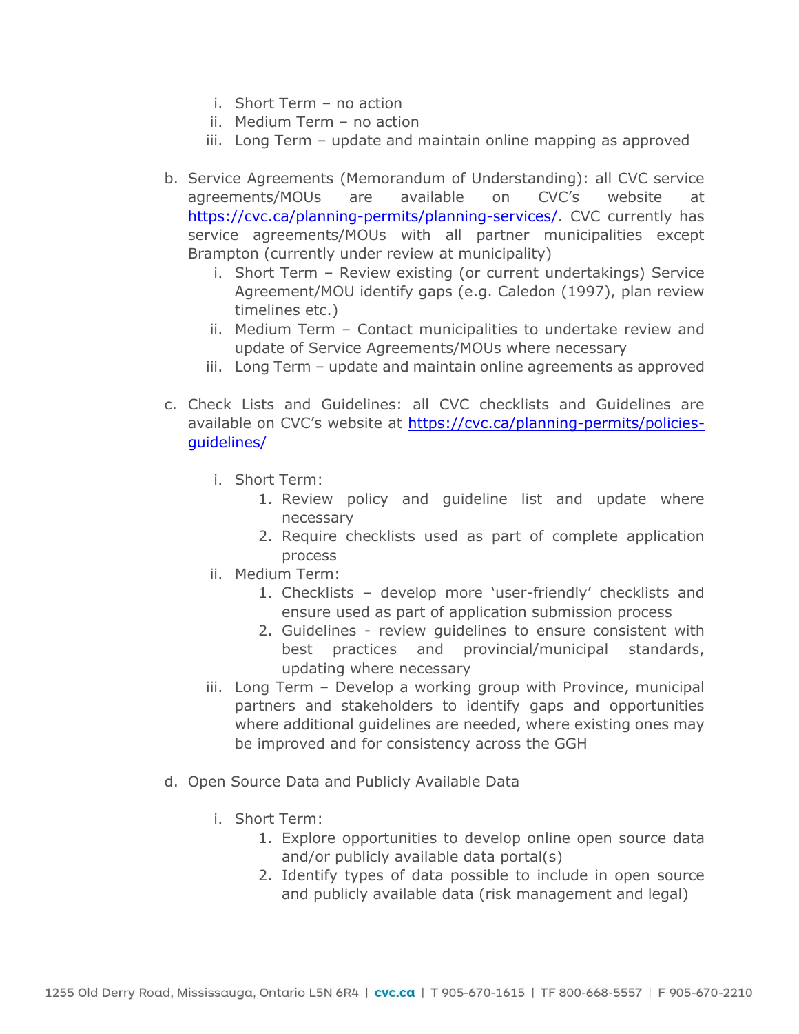i. Short Term – no action
   ii. Medium Term – no action
   iii. Long Term – update and maintain online mapping as approved

b. Service Agreements (Memorandum of Understanding): all CVC service agreements/MOUs are available on CVC's website at [https://cvc.ca/planning-permits/planning-services/](https://cvc.ca/planning-permits/planning-services/). CVC currently has service agreements/MOUs with all partner municipalities except Brampton (currently under review at municipality)
   i. Short Term – Review existing (or current undertakings) Service Agreement/MOU identify gaps (e.g. Caledon (1997), plan review timelines etc.)
   ii. Medium Term – Contact municipalities to undertake review and update of Service Agreements/MOUs where necessary
   iii. Long Term – update and maintain online agreements as approved

c. Check Lists and Guidelines: all CVC checklists and Guidelines are available on CVC's website at [https://cvc.ca/planning-permits/policies-guidelines/](https://cvc.ca/planning-permits/policies-guidelines/)

   i. Short Term:
      1. Review policy and guideline list and update where necessary
      2. Require checklists used as part of complete application process
   ii. Medium Term:
      1. Checklists – develop more 'user-friendly' checklists and ensure used as part of application submission process
      2. Guidelines - review guidelines to ensure consistent with best practices and provincial/municipal standards, updating where necessary
   iii. Long Term – Develop a working group with Province, municipal partners and stakeholders to identify gaps and opportunities where additional guidelines are needed, where existing ones may be improved and for consistency across the GGH

d. Open Source Data and Publicly Available Data

   i. Short Term:
      1. Explore opportunities to develop online open source data and/or publicly available data portal(s)
      2. Identify types of data possible to include in open source and publicly available data (risk management and legal)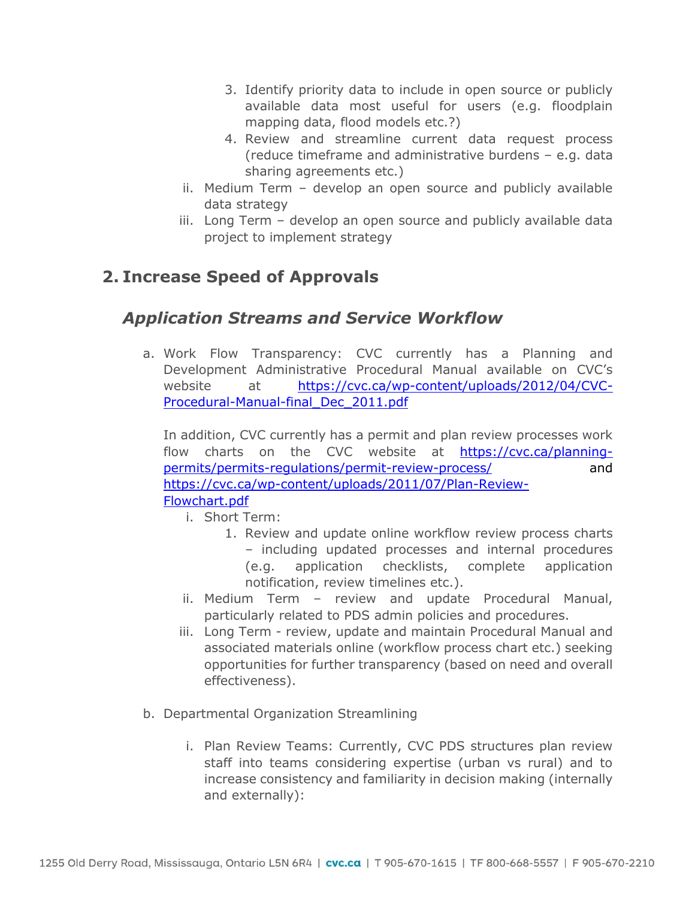3. Identify priority data to include in open source or publicly available data most useful for users (e.g. floodplain mapping data, flood models etc.?)
4. Review and streamline current data request process (reduce timeframe and administrative burdens – e.g. data sharing agreements etc.)

ii. Medium Term – develop an open source and publicly available data strategy

iii. Long Term – develop an open source and publicly available data project to implement strategy

## 2. Increase Speed of Approvals

### *Application Streams and Service Workflow*

a. Work Flow Transparency: CVC currently has a Planning and Development Administrative Procedural Manual available on CVC's website at https://cvc.ca/wp-content/uploads/2012/04/CVC-Procedural-Manual-final_Dec_2011.pdf

In addition, CVC currently has a permit and plan review processes work flow charts on the CVC website at https://cvc.ca/planning-permits/permits-regulations/permit-review-process/ and https://cvc.ca/wp-content/uploads/2011/07/Plan-Review-Flowchart.pdf

i. Short Term:

1. Review and update online workflow review process charts – including updated processes and internal procedures (e.g. application checklists, complete application notification, review timelines etc.).

ii. Medium Term – review and update Procedural Manual, particularly related to PDS admin policies and procedures.

iii. Long Term - review, update and maintain Procedural Manual and associated materials online (workflow process chart etc.) seeking opportunities for further transparency (based on need and overall effectiveness).

b. Departmental Organization Streamlining

i. Plan Review Teams: Currently, CVC PDS structures plan review staff into teams considering expertise (urban vs rural) and to increase consistency and familiarity in decision making (internally and externally):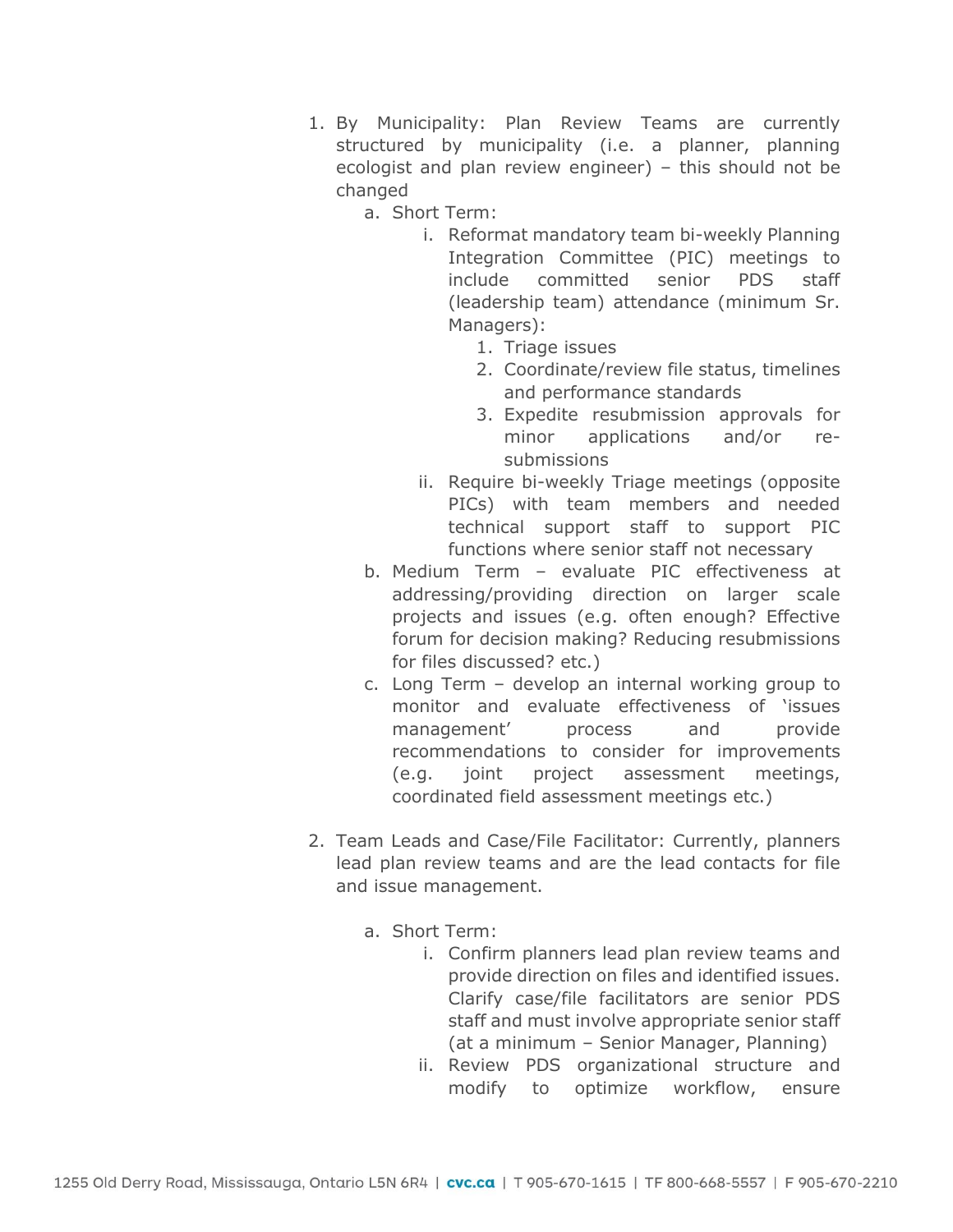1. By Municipality: Plan Review Teams are currently structured by municipality (i.e. a planner, planning ecologist and plan review engineer) – this should not be changed
    a. Short Term:
        i. Reformat mandatory team bi-weekly Planning Integration Committee (PIC) meetings to include committed senior PDS staff (leadership team) attendance (minimum Sr. Managers):
            1. Triage issues
            2. Coordinate/review file status, timelines and performance standards
            3. Expedite resubmission approvals for minor applications and/or re-submissions
        ii. Require bi-weekly Triage meetings (opposite PICs) with team members and needed technical support staff to support PIC functions where senior staff not necessary
    b. Medium Term – evaluate PIC effectiveness at addressing/providing direction on larger scale projects and issues (e.g. often enough? Effective forum for decision making? Reducing resubmissions for files discussed? etc.)
    c. Long Term – develop an internal working group to monitor and evaluate effectiveness of 'issues management' process and provide recommendations to consider for improvements (e.g. joint project assessment meetings, coordinated field assessment meetings etc.)

2. Team Leads and Case/File Facilitator: Currently, planners lead plan review teams and are the lead contacts for file and issue management.

    a. Short Term:
        i. Confirm planners lead plan review teams and provide direction on files and identified issues. Clarify case/file facilitators are senior PDS staff and must involve appropriate senior staff (at a minimum – Senior Manager, Planning)
        ii. Review PDS organizational structure and modify to optimize workflow, ensure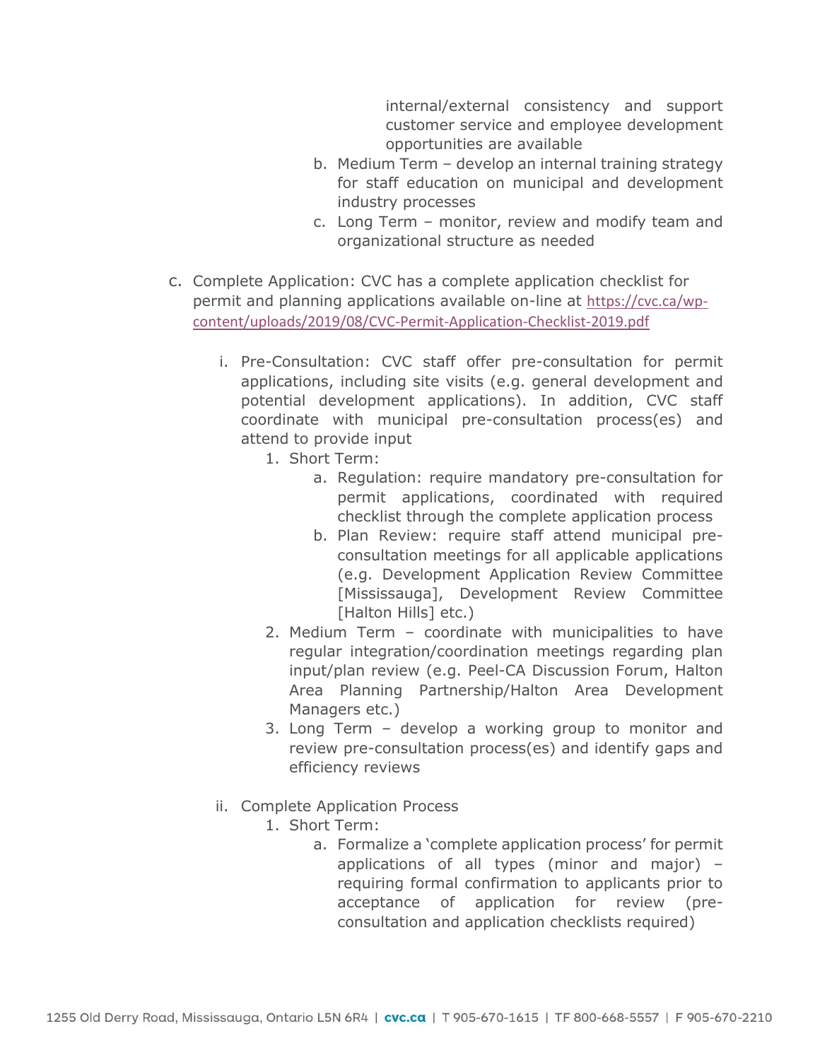internal/external consistency and support customer service and employee development opportunities are available

b. Medium Term – develop an internal training strategy for staff education on municipal and development industry processes

c. Long Term – monitor, review and modify team and organizational structure as needed

c. Complete Application: CVC has a complete application checklist for permit and planning applications available on-line at https://cvc.ca/wp-content/uploads/2019/08/CVC-Permit-Application-Checklist-2019.pdf

   i. Pre-Consultation: CVC staff offer pre-consultation for permit applications, including site visits (e.g. general development and potential development applications). In addition, CVC staff coordinate with municipal pre-consultation process(es) and attend to provide input

      1. Short Term:
         a. Regulation: require mandatory pre-consultation for permit applications, coordinated with required checklist through the complete application process
         b. Plan Review: require staff attend municipal pre-consultation meetings for all applicable applications (e.g. Development Application Review Committee [Mississauga], Development Review Committee [Halton Hills] etc.)
      2. Medium Term – coordinate with municipalities to have regular integration/coordination meetings regarding plan input/plan review (e.g. Peel-CA Discussion Forum, Halton Area Planning Partnership/Halton Area Development Managers etc.)
      3. Long Term – develop a working group to monitor and review pre-consultation process(es) and identify gaps and efficiency reviews

   ii. Complete Application Process

      1. Short Term:
         a. Formalize a 'complete application process' for permit applications of all types (minor and major) – requiring formal confirmation to applicants prior to acceptance of application for review (pre-consultation and application checklists required)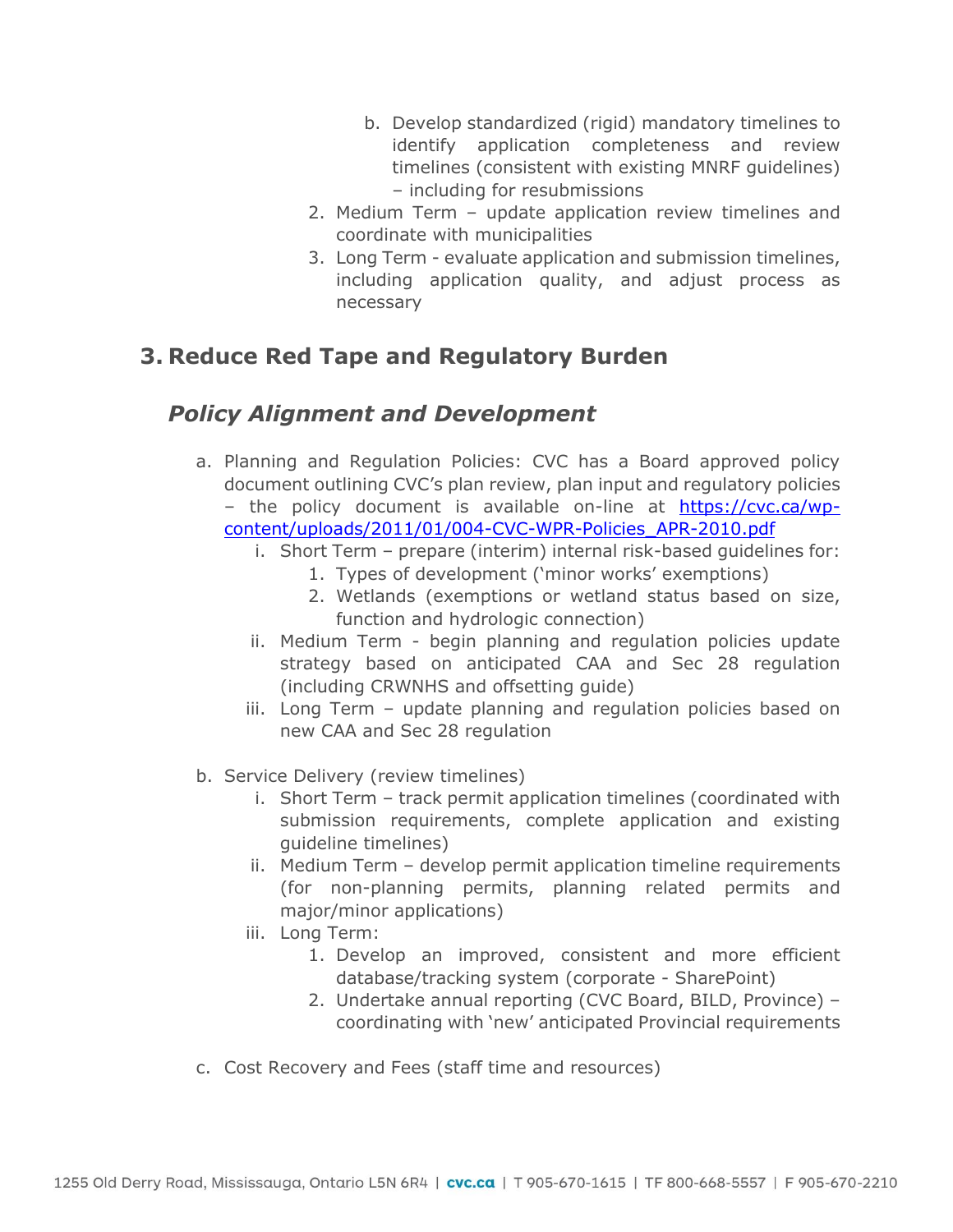b. Develop standardized (rigid) mandatory timelines to identify application completeness and review timelines (consistent with existing MNRF guidelines) – including for resubmissions
2. Medium Term – update application review timelines and coordinate with municipalities
3. Long Term - evaluate application and submission timelines, including application quality, and adjust process as necessary

## 3. Reduce Red Tape and Regulatory Burden

### *Policy Alignment and Development*

a. Planning and Regulation Policies: CVC has a Board approved policy document outlining CVC's plan review, plan input and regulatory policies – the policy document is available on-line at [https://cvc.ca/wp-content/uploads/2011/01/004-CVC-WPR-Policies_APR-2010.pdf](https://cvc.ca/wp-content/uploads/2011/01/004-CVC-WPR-Policies_APR-2010.pdf)
   i. Short Term – prepare (interim) internal risk-based guidelines for:
      1. Types of development ('minor works' exemptions)
      2. Wetlands (exemptions or wetland status based on size, function and hydrologic connection)
   ii. Medium Term - begin planning and regulation policies update strategy based on anticipated CAA and Sec 28 regulation (including CRWNHS and offsetting guide)
   iii. Long Term – update planning and regulation policies based on new CAA and Sec 28 regulation

b. Service Delivery (review timelines)
   i. Short Term – track permit application timelines (coordinated with submission requirements, complete application and existing guideline timelines)
   ii. Medium Term – develop permit application timeline requirements (for non-planning permits, planning related permits and major/minor applications)
   iii. Long Term:
      1. Develop an improved, consistent and more efficient database/tracking system (corporate - SharePoint)
      2. Undertake annual reporting (CVC Board, BILD, Province) – coordinating with 'new' anticipated Provincial requirements

c. Cost Recovery and Fees (staff time and resources)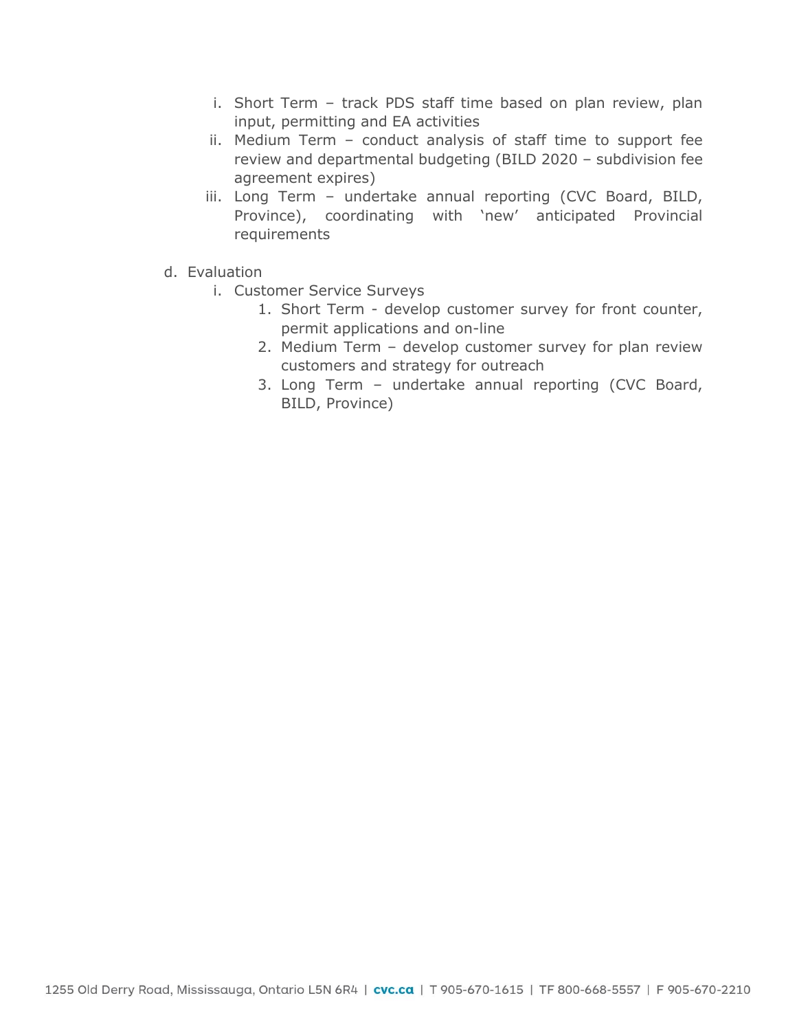i. Short Term – track PDS staff time based on plan review, plan input, permitting and EA activities
ii. Medium Term – conduct analysis of staff time to support fee review and departmental budgeting (BILD 2020 – subdivision fee agreement expires)
iii. Long Term – undertake annual reporting (CVC Board, BILD, Province), coordinating with 'new' anticipated Provincial requirements

d. Evaluation
   i. Customer Service Surveys
      1. Short Term - develop customer survey for front counter, permit applications and on-line
      2. Medium Term – develop customer survey for plan review customers and strategy for outreach
      3. Long Term – undertake annual reporting (CVC Board, BILD, Province)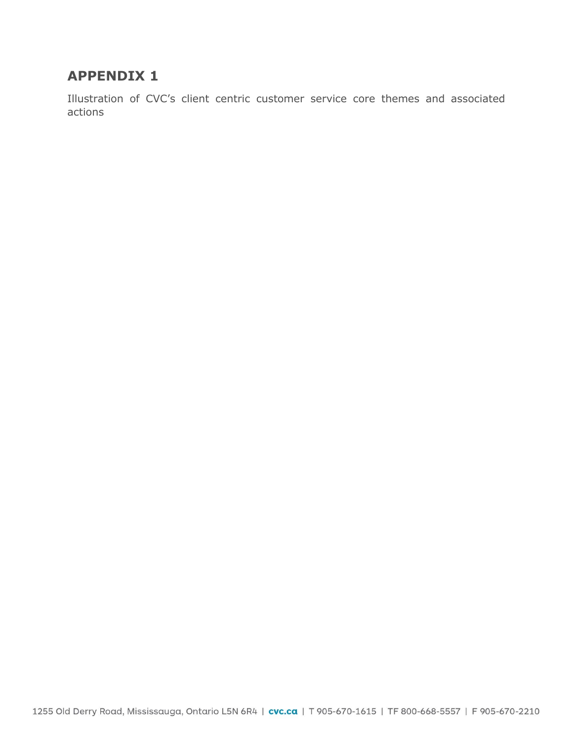## APPENDIX 1

Illustration of CVC's client centric customer service core themes and associated actions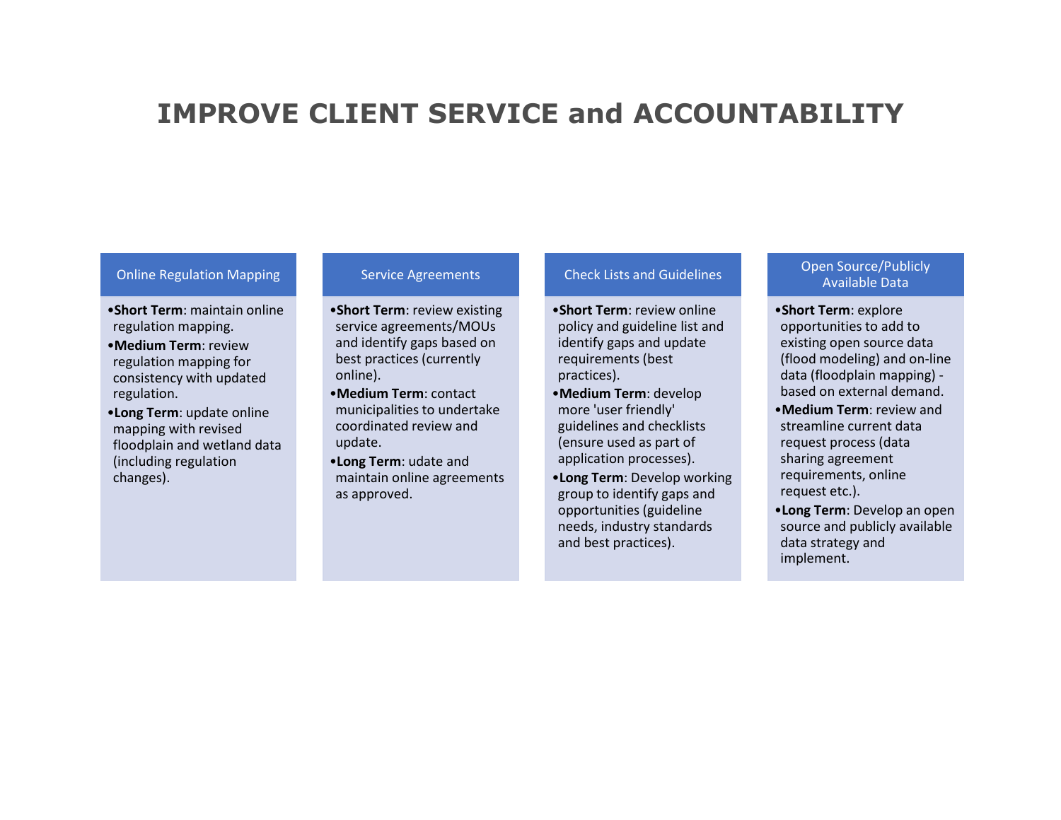# IMPROVE CLIENT SERVICE and ACCOUNTABILITY

## Online Regulation Mapping

- **Short Term**: maintain online regulation mapping.
- **Medium Term**: review regulation mapping for consistency with updated regulation.
- **Long Term**: update online mapping with revised floodplain and wetland data (including regulation changes).

## Service Agreements

- **Short Term**: review existing service agreements/MOUs and identify gaps based on best practices (currently online).
- **Medium Term**: contact municipalities to undertake coordinated review and update.
- **Long Term**: udate and maintain online agreements as approved.

## Check Lists and Guidelines

- **Short Term**: review online policy and guideline list and identify gaps and update requirements (best practices).
- **Medium Term**: develop more 'user friendly' guidelines and checklists (ensure used as part of application processes).
- **Long Term**: Develop working group to identify gaps and opportunities (guideline needs, industry standards and best practices).

## Open Source/Publicly Available Data

- **Short Term**: explore opportunities to add to existing open source data (flood modeling) and on-line data (floodplain mapping) - based on external demand.
- **Medium Term**: review and streamline current data request process (data sharing agreement requirements, online request etc.).
- **Long Term**: Develop an open source and publicly available data strategy and implement.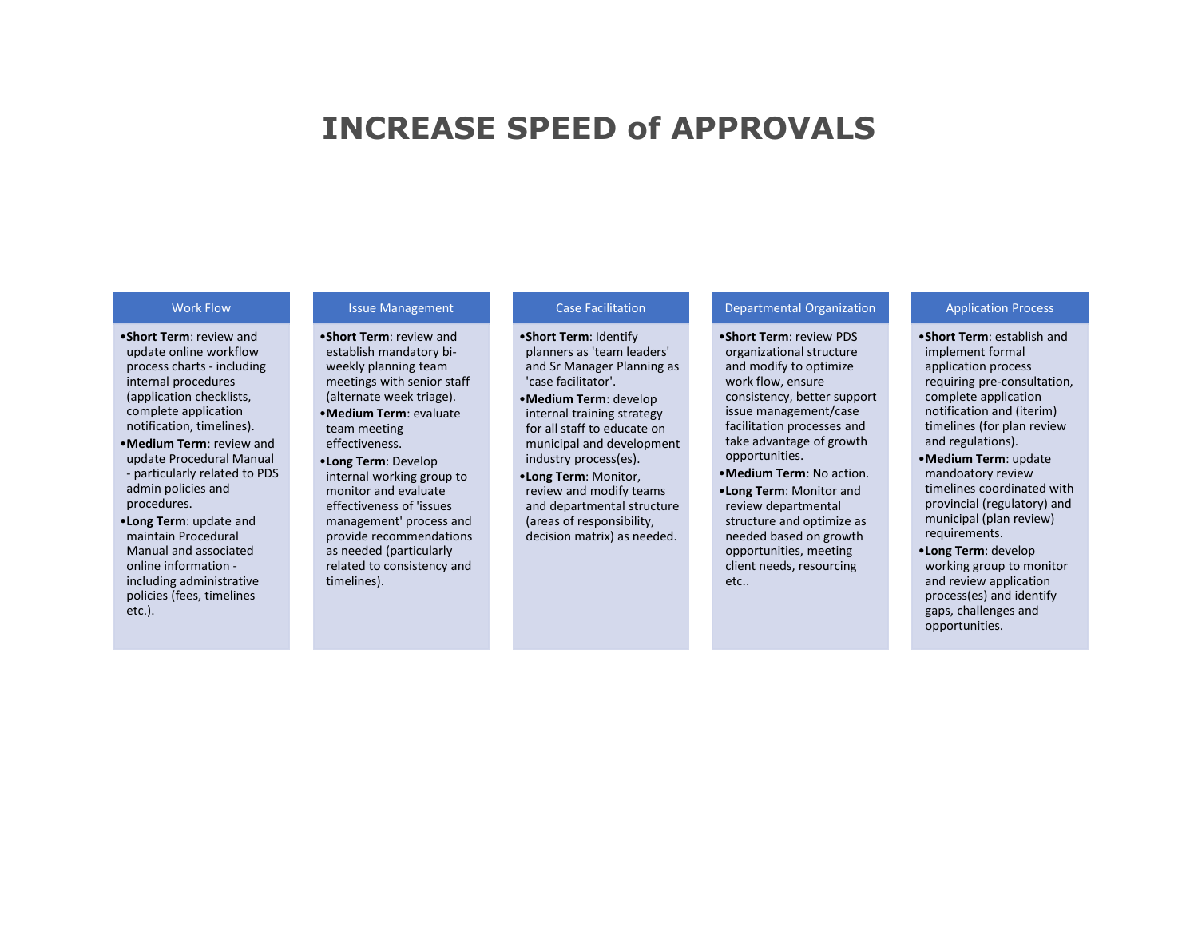# INCREASE SPEED of APPROVALS

## Work Flow

- **Short Term**: review and update online workflow process charts - including internal procedures (application checklists, complete application notification, timelines).
- **Medium Term**: review and update Procedural Manual - particularly related to PDS admin policies and procedures.
- **Long Term**: update and maintain Procedural Manual and associated online information - including administrative policies (fees, timelines etc.).

## Issue Management

- **Short Term**: review and establish mandatory bi-weekly planning team meetings with senior staff (alternate week triage).
- **Medium Term**: evaluate team meeting effectiveness.
- **Long Term**: Develop internal working group to monitor and evaluate effectiveness of 'issues management' process and provide recommendations as needed (particularly related to consistency and timelines).

## Case Facilitation

- **Short Term**: Identify planners as 'team leaders' and Sr Manager Planning as 'case facilitator'.
- **Medium Term**: develop internal training strategy for all staff to educate on municipal and development industry process(es).
- **Long Term**: Monitor, review and modify teams and departmental structure (areas of responsibility, decision matrix) as needed.

## Departmental Organization

- **Short Term**: review PDS organizational structure and modify to optimize work flow, ensure consistency, better support issue management/case facilitation processes and take advantage of growth opportunities.
- **Medium Term**: No action.
- **Long Term**: Monitor and review departmental structure and optimize as needed based on growth opportunities, meeting client needs, resourcing etc..

## Application Process

- **Short Term**: establish and implement formal application process requiring pre-consultation, complete application notification and (iterim) timelines (for plan review and regulations).
- **Medium Term**: update mandoatory review timelines coordinated with provincial (regulatory) and municipal (plan review) requirements.
- **Long Term**: develop working group to monitor and review application process(es) and identify gaps, challenges and opportunities.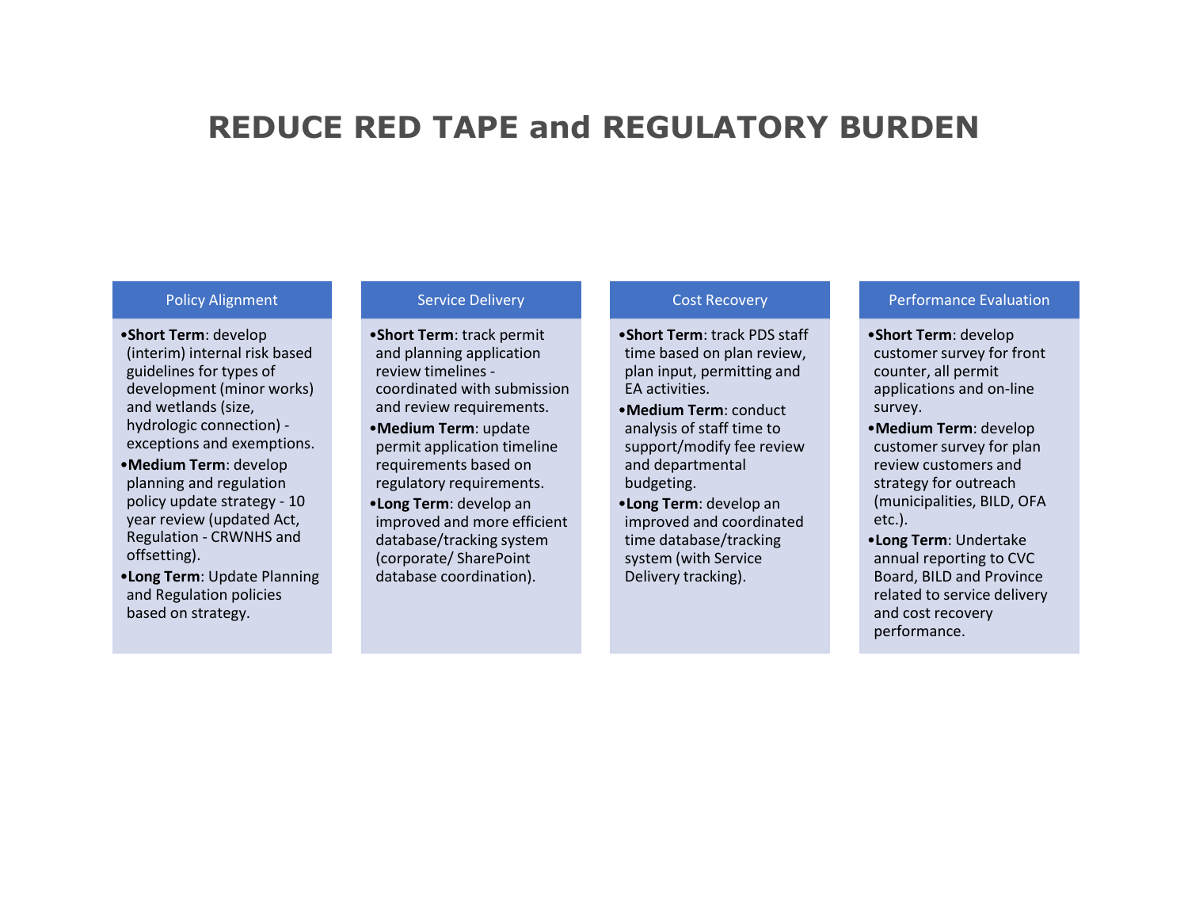# REDUCE RED TAPE and REGULATORY BURDEN

## Policy Alignment

- **Short Term**: develop (interim) internal risk based guidelines for types of development (minor works) and wetlands (size, hydrologic connection) - exceptions and exemptions.
- **Medium Term**: develop planning and regulation policy update strategy - 10 year review (updated Act, Regulation - CRWNHS and offsetting).
- **Long Term**: Update Planning and Regulation policies based on strategy.

## Service Delivery

- **Short Term**: track permit and planning application review timelines - coordinated with submission and review requirements.
- **Medium Term**: update permit application timeline requirements based on regulatory requirements.
- **Long Term**: develop an improved and more efficient database/tracking system (corporate/ SharePoint database coordination).

## Cost Recovery

- **Short Term**: track PDS staff time based on plan review, plan input, permitting and EA activities.
- **Medium Term**: conduct analysis of staff time to support/modify fee review and departmental budgeting.
- **Long Term**: develop an improved and coordinated time database/tracking system (with Service Delivery tracking).

## Performance Evaluation

- **Short Term**: develop customer survey for front counter, all permit applications and on-line survey.
- **Medium Term**: develop customer survey for plan review customers and strategy for outreach (municipalities, BILD, OFA etc.).
- **Long Term**: Undertake annual reporting to CVC Board, BILD and Province related to service delivery and cost recovery performance.